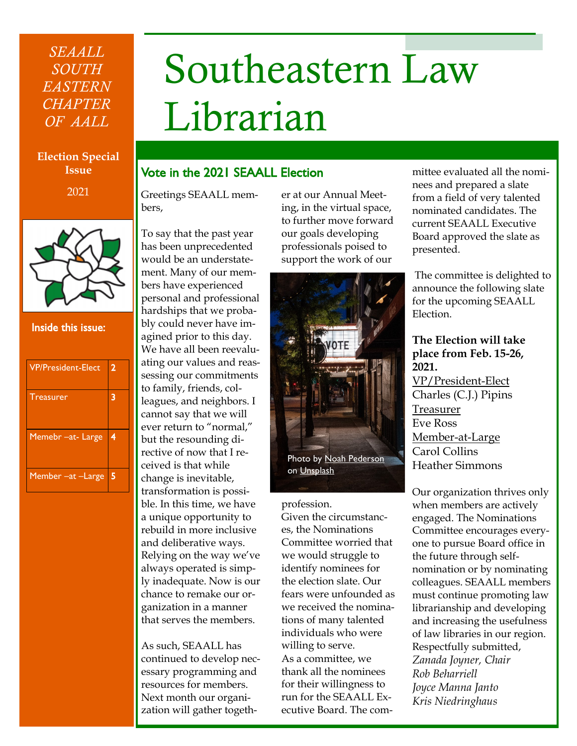*SEAALL SOUTH EASTERN CHAPTER OF AALL*

**Election Special Issue**

2021

# Southeastern Law Librarian

**Inside this issue:**

| VP/President-Elect | 2 |
|---|---|
| Treasurer | 3 |
| Memebr –at- Large | 4 |
| Member –at –Large | 5 |

## Vote in the 2021 SEAALL Election

Greetings SEAALL members,

To say that the past year has been unprecedented would be an understatement. Many of our members have experienced personal and professional hardships that we probably could never have imagined prior to this day. We have all been reevaluating our values and reassessing our commitments to family, friends, colleagues, and neighbors. I cannot say that we will ever return to "normal," but the resounding directive of now that I received is that while change is inevitable, transformation is possible. In this time, we have a unique opportunity to rebuild in more inclusive and deliberative ways. Relying on the way we've always operated is simply inadequate. Now is our chance to remake our organization in a manner that serves the members.

As such, SEAALL has continued to develop necessary programming and resources for members. Next month our organization will gather together at our Annual Meeting, in the virtual space, to further move forward our goals developing professionals poised to support the work of our profession.

Photo by Noah Pederson on Unsplash

Given the circumstances, the Nominations Committee worried that we would struggle to identify nominees for the election slate. Our fears were unfounded as we received the nominations of many talented individuals who were willing to serve.
As a committee, we thank all the nominees for their willingness to run for the SEAALL Executive Board. The committee evaluated all the nominees and prepared a slate from a field of very talented nominated candidates. The current SEAALL Executive Board approved the slate as presented.

The committee is delighted to announce the following slate for the upcoming SEAALL Election.

**The Election will take place from Feb. 15-26, 2021.**

VP/President-Elect
Charles (C.J.) Pipins

Treasurer
Eve Ross

Member-at-Large
Carol Collins
Heather Simmons

Our organization thrives only when members are actively engaged. The Nominations Committee encourages everyone to pursue Board office in the future through self-nomination or by nominating colleagues. SEAALL members must continue promoting law librarianship and developing and increasing the usefulness of law libraries in our region.

Respectfully submitted,
*Zanada Joyner, Chair*
*Rob Beharriell*
*Joyce Manna Janto*
*Kris Niedringhaus*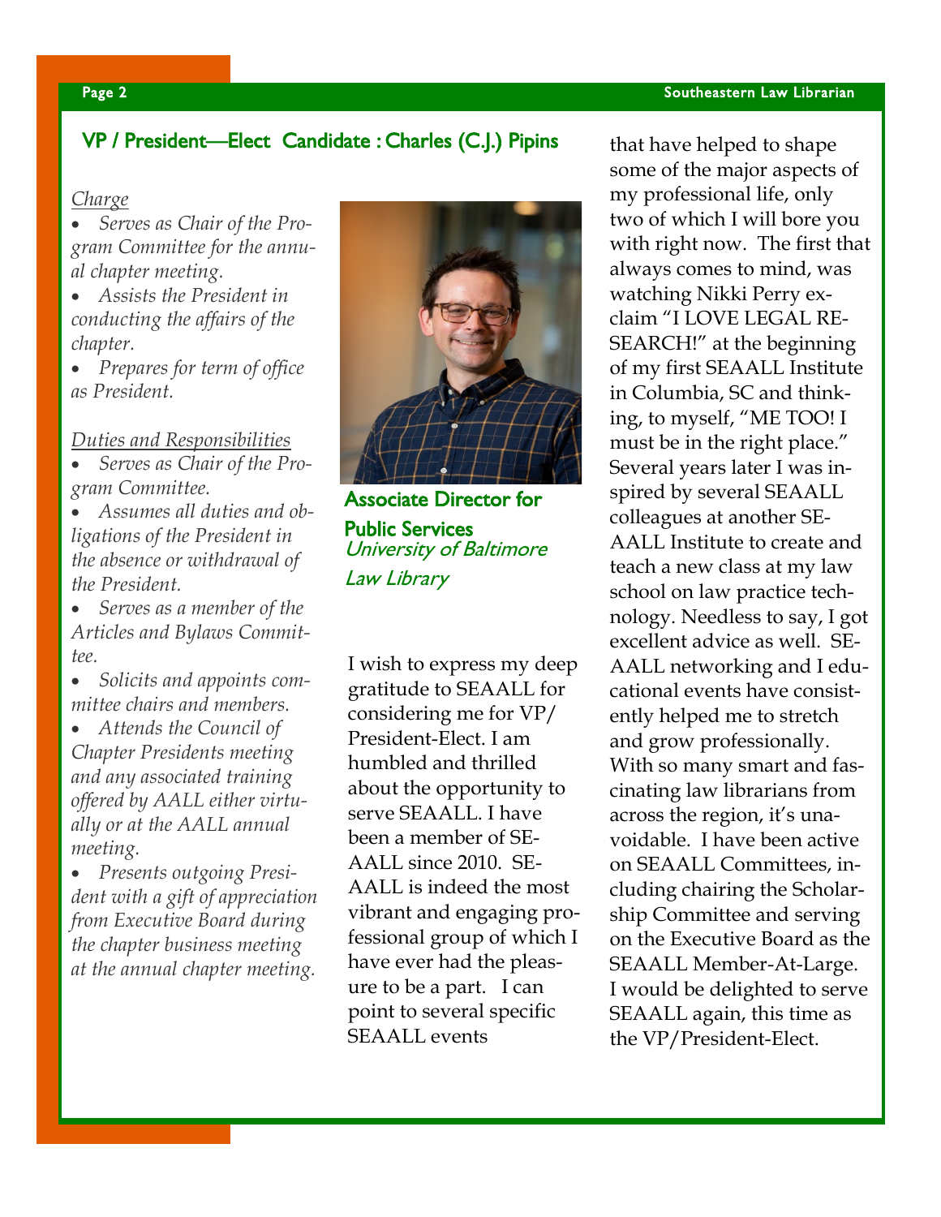## VP / President—Elect Candidate : Charles (C.J.) Pipins

*Charge*

- *Serves as Chair of the Program Committee for the annual chapter meeting.*
- *Assists the President in conducting the affairs of the chapter.*
- *Prepares for term of office as President.*

*Duties and Responsibilities*

- *Serves as Chair of the Program Committee.*
- *Assumes all duties and obligations of the President in the absence or withdrawal of the President.*
- *Serves as a member of the Articles and Bylaws Committee.*
- *Solicits and appoints committee chairs and members.*
- *Attends the Council of Chapter Presidents meeting and any associated training offered by AALL either virtually or at the AALL annual meeting.*
- *Presents outgoing President with a gift of appreciation from Executive Board during the chapter business meeting at the annual chapter meeting.*

**Associate Director for Public Services**
*University of Baltimore Law Library*

I wish to express my deep gratitude to SEAALL for considering me for VP/President-Elect. I am humbled and thrilled about the opportunity to serve SEAALL. I have been a member of SEAALL since 2010. SEAALL is indeed the most vibrant and engaging professional group of which I have ever had the pleasure to be a part. I can point to several specific SEAALL events that have helped to shape some of the major aspects of my professional life, only two of which I will bore you with right now. The first that always comes to mind, was watching Nikki Perry exclaim "I LOVE LEGAL RESEARCH!" at the beginning of my first SEAALL Institute in Columbia, SC and thinking, to myself, "ME TOO! I must be in the right place." Several years later I was inspired by several SEAALL colleagues at another SEAALL Institute to create and teach a new class at my law school on law practice technology. Needless to say, I got excellent advice as well. SEAALL networking and I educational events have consistently helped me to stretch and grow professionally. With so many smart and fascinating law librarians from across the region, it's unavoidable. I have been active on SEAALL Committees, including chairing the Scholarship Committee and serving on the Executive Board as the SEAALL Member-At-Large. I would be delighted to serve SEAALL again, this time as the VP/President-Elect.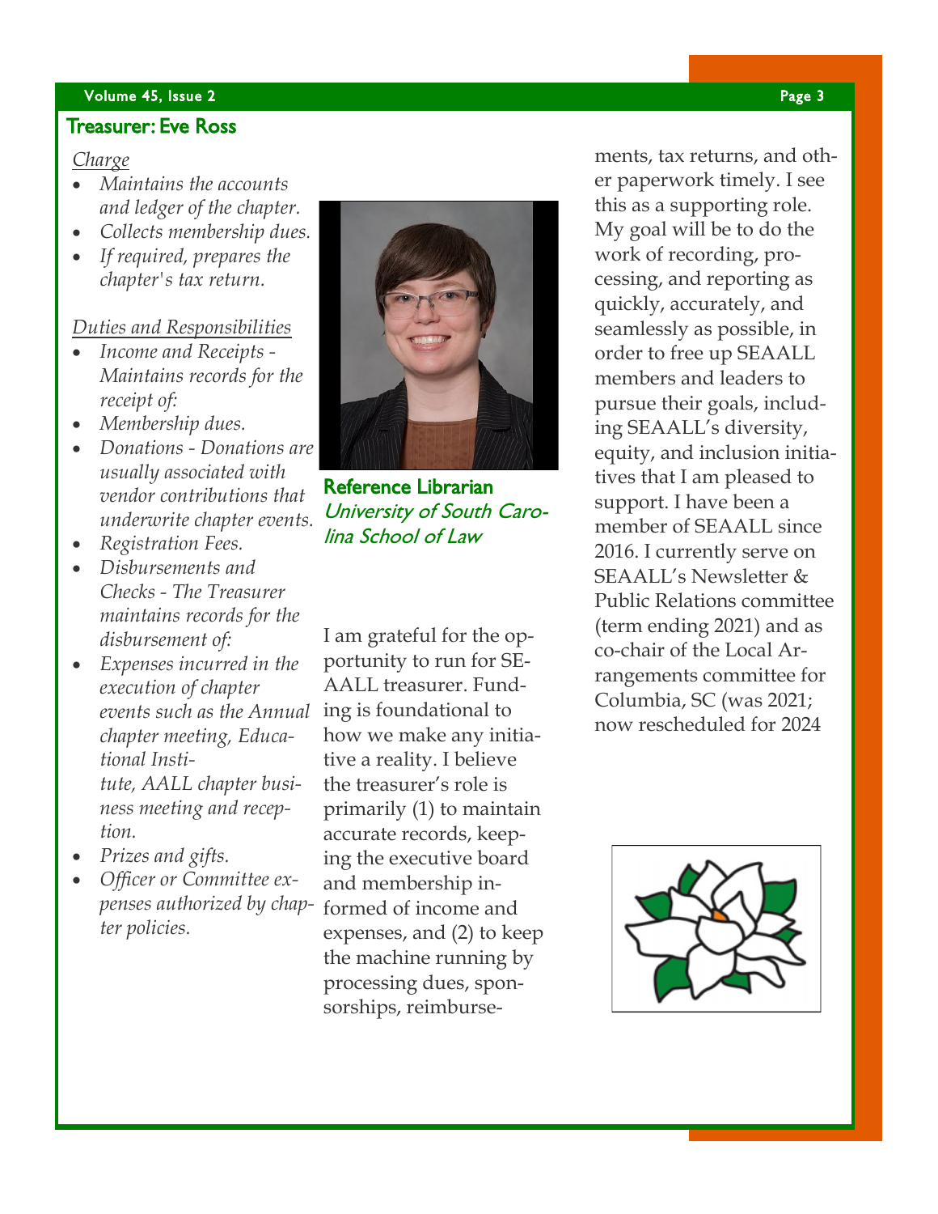## Treasurer: Eve Ross

*Charge*

- *Maintains the accounts and ledger of the chapter.*
- *Collects membership dues.*
- *If required, prepares the chapter's tax return.*

*Duties and Responsibilities*

- *Income and Receipts - Maintains records for the receipt of:*
- *Membership dues.*
- *Donations - Donations are usually associated with vendor contributions that underwrite chapter events.*
- *Registration Fees.*
- *Disbursements and Checks - The Treasurer maintains records for the disbursement of:*
- *Expenses incurred in the execution of chapter events such as the Annual chapter meeting, Educational Institute, AALL chapter business meeting and reception.*
- *Prizes and gifts.*
- *Officer or Committee expenses authorized by chapter policies.*

**Reference Librarian**
*University of South Carolina School of Law*

I am grateful for the opportunity to run for SEAALL treasurer. Funding is foundational to how we make any initiative a reality. I believe the treasurer's role is primarily (1) to maintain accurate records, keeping the executive board and membership informed of income and expenses, and (2) to keep the machine running by processing dues, sponsorships, reimbursements, tax returns, and other paperwork timely. I see this as a supporting role. My goal will be to do the work of recording, processing, and reporting as quickly, accurately, and seamlessly as possible, in order to free up SEAALL members and leaders to pursue their goals, including SEAALL's diversity, equity, and inclusion initiatives that I am pleased to support. I have been a member of SEAALL since 2016. I currently serve on SEAALL's Newsletter & Public Relations committee (term ending 2021) and as co-chair of the Local Arrangements committee for Columbia, SC (was 2021; now rescheduled for 2024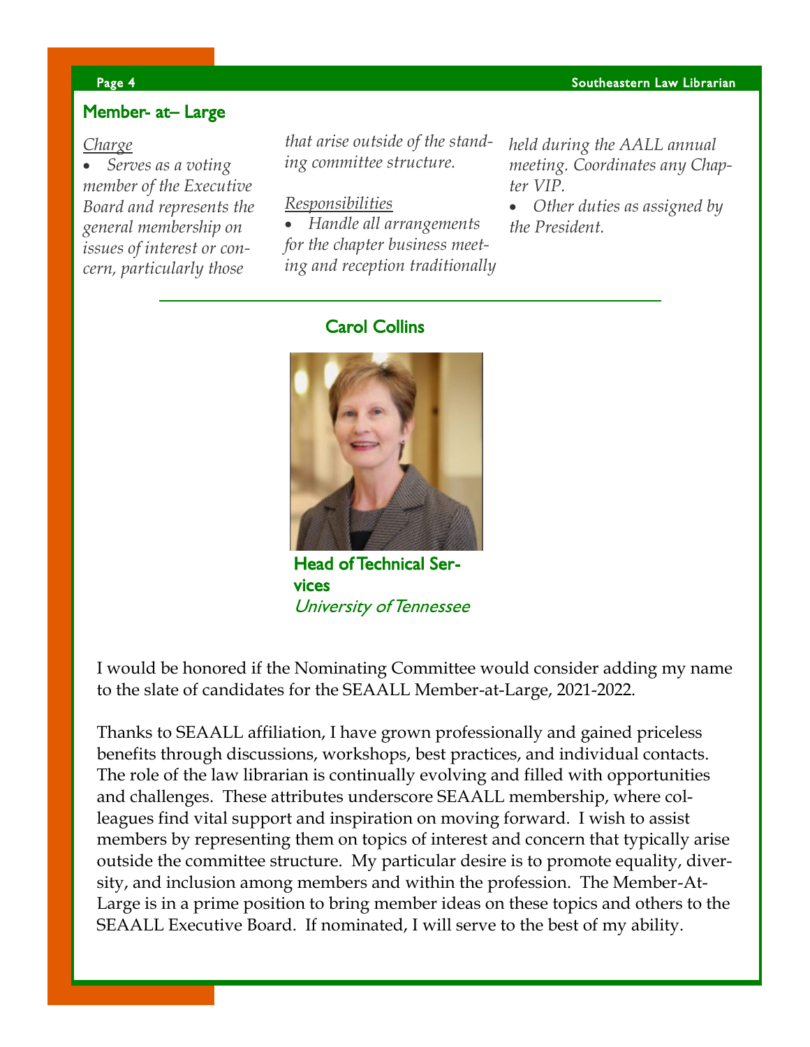## Member- at– Large

*Charge*

- *Serves as a voting member of the Executive Board and represents the general membership on issues of interest or concern, particularly those that arise outside of the standing committee structure.*

*Responsibilities*

- *Handle all arrangements for the chapter business meeting and reception traditionally held during the AALL annual meeting. Coordinates any Chapter VIP.*
- *Other duties as assigned by the President.*

---

### Carol Collins

**Head of Technical Services**
*University of Tennessee*

I would be honored if the Nominating Committee would consider adding my name to the slate of candidates for the SEAALL Member-at-Large, 2021-2022.

Thanks to SEAALL affiliation, I have grown professionally and gained priceless benefits through discussions, workshops, best practices, and individual contacts. The role of the law librarian is continually evolving and filled with opportunities and challenges. These attributes underscore SEAALL membership, where colleagues find vital support and inspiration on moving forward. I wish to assist members by representing them on topics of interest and concern that typically arise outside the committee structure. My particular desire is to promote equality, diversity, and inclusion among members and within the profession. The Member-At-Large is in a prime position to bring member ideas on these topics and others to the SEAALL Executive Board. If nominated, I will serve to the best of my ability.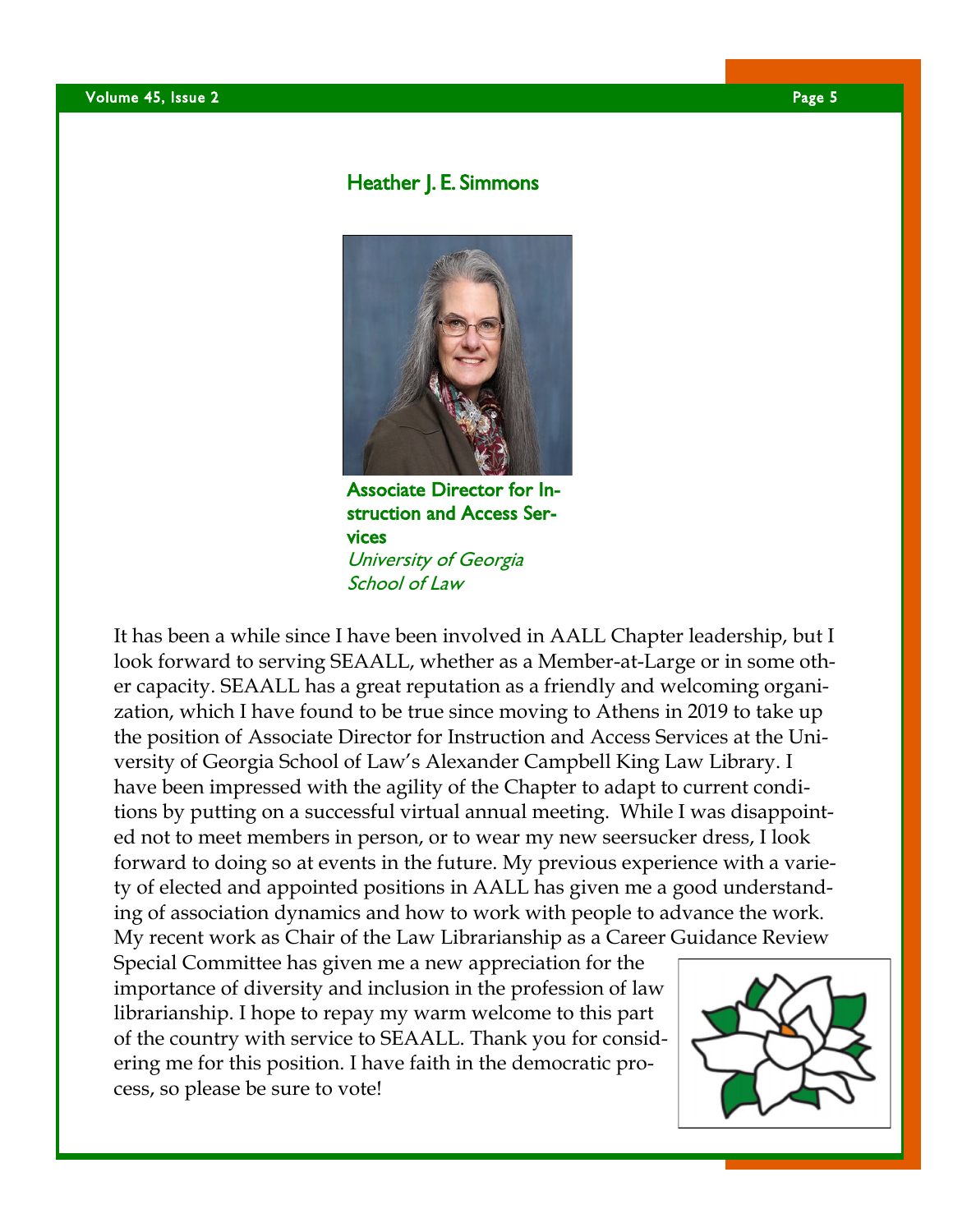## Heather J. E. Simmons

**Associate Director for Instruction and Access Services**
*University of Georgia School of Law*

It has been a while since I have been involved in AALL Chapter leadership, but I look forward to serving SEAALL, whether as a Member-at-Large or in some other capacity. SEAALL has a great reputation as a friendly and welcoming organization, which I have found to be true since moving to Athens in 2019 to take up the position of Associate Director for Instruction and Access Services at the University of Georgia School of Law's Alexander Campbell King Law Library. I have been impressed with the agility of the Chapter to adapt to current conditions by putting on a successful virtual annual meeting. While I was disappointed not to meet members in person, or to wear my new seersucker dress, I look forward to doing so at events in the future. My previous experience with a variety of elected and appointed positions in AALL has given me a good understanding of association dynamics and how to work with people to advance the work. My recent work as Chair of the Law Librarianship as a Career Guidance Review Special Committee has given me a new appreciation for the importance of diversity and inclusion in the profession of law librarianship. I hope to repay my warm welcome to this part of the country with service to SEAALL. Thank you for considering me for this position. I have faith in the democratic process, so please be sure to vote!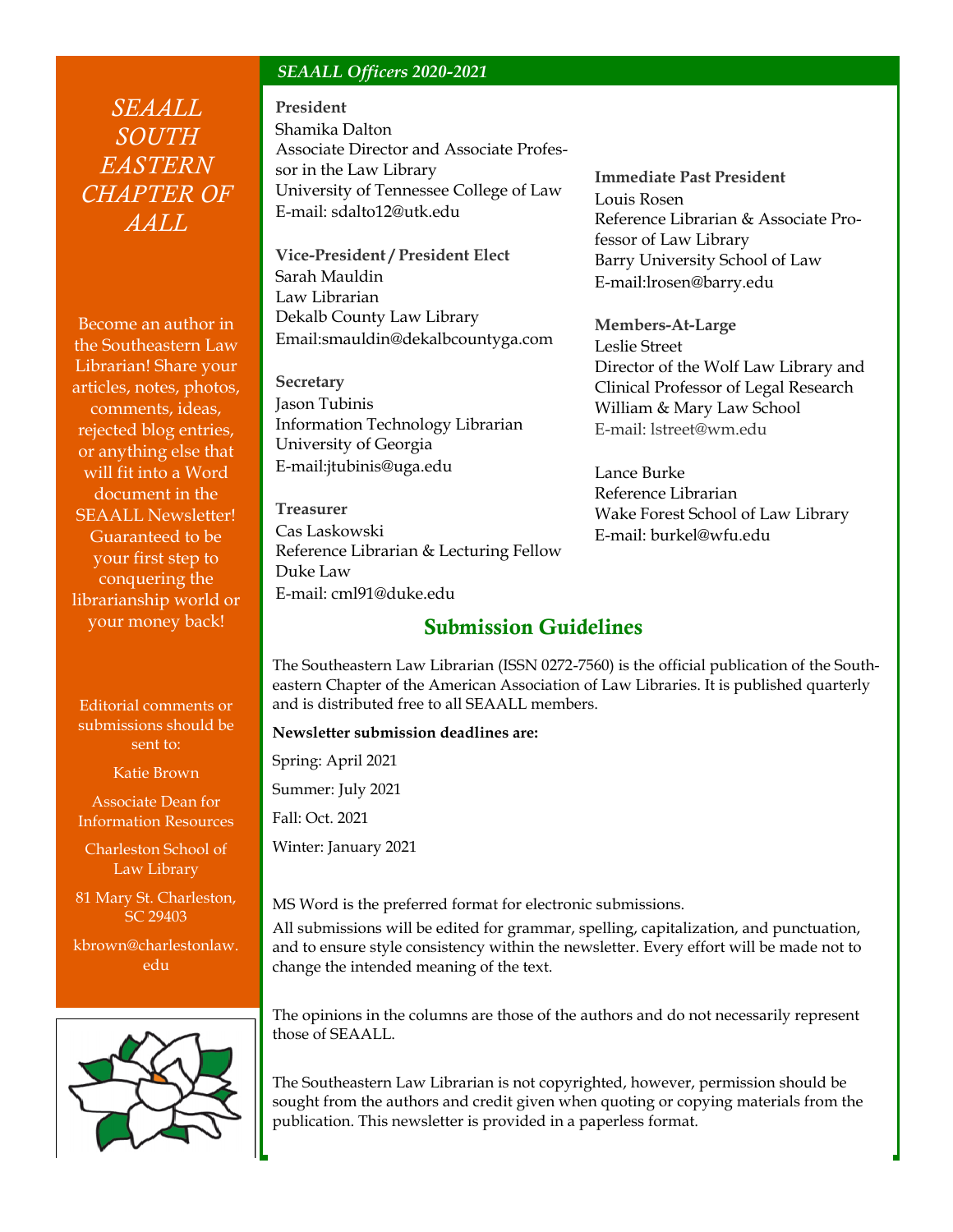*SEAALL SOUTH EASTERN CHAPTER OF AALL*

Become an author in the Southeastern Law Librarian! Share your articles, notes, photos, comments, ideas, rejected blog entries, or anything else that will fit into a Word document in the SEAALL Newsletter! Guaranteed to be your first step to conquering the librarianship world or your money back!

Editorial comments or submissions should be sent to:

Katie Brown

Associate Dean for Information Resources

Charleston School of Law Library

81 Mary St. Charleston, SC 29403

kbrown@charlestonlaw.edu

## *SEAALL Officers 2020-2021*

**President**
Shamika Dalton
Associate Director and Associate Professor in the Law Library
University of Tennessee College of Law
E-mail: sdalto12@utk.edu

**Vice-President / President Elect**
Sarah Mauldin
Law Librarian
Dekalb County Law Library
Email:smauldin@dekalbcountyga.com

**Secretary**
Jason Tubinis
Information Technology Librarian
University of Georgia
E-mail:jtubinis@uga.edu

**Treasurer**
Cas Laskowski
Reference Librarian & Lecturing Fellow
Duke Law
E-mail: cml91@duke.edu

**Immediate Past President**
Louis Rosen
Reference Librarian & Associate Professor of Law Library
Barry University School of Law
E-mail:lrosen@barry.edu

**Members-At-Large**
Leslie Street
Director of the Wolf Law Library and Clinical Professor of Legal Research
William & Mary Law School
E-mail: lstreet@wm.edu

Lance Burke
Reference Librarian
Wake Forest School of Law Library
E-mail: burkel@wfu.edu

## Submission Guidelines

The Southeastern Law Librarian (ISSN 0272-7560) is the official publication of the Southeastern Chapter of the American Association of Law Libraries. It is published quarterly and is distributed free to all SEAALL members.

**Newsletter submission deadlines are:**

Spring: April 2021

Summer: July 2021

Fall: Oct. 2021

Winter: January 2021

MS Word is the preferred format for electronic submissions.

All submissions will be edited for grammar, spelling, capitalization, and punctuation, and to ensure style consistency within the newsletter. Every effort will be made not to change the intended meaning of the text.

The opinions in the columns are those of the authors and do not necessarily represent those of SEAALL.

The Southeastern Law Librarian is not copyrighted, however, permission should be sought from the authors and credit given when quoting or copying materials from the publication. This newsletter is provided in a paperless format.